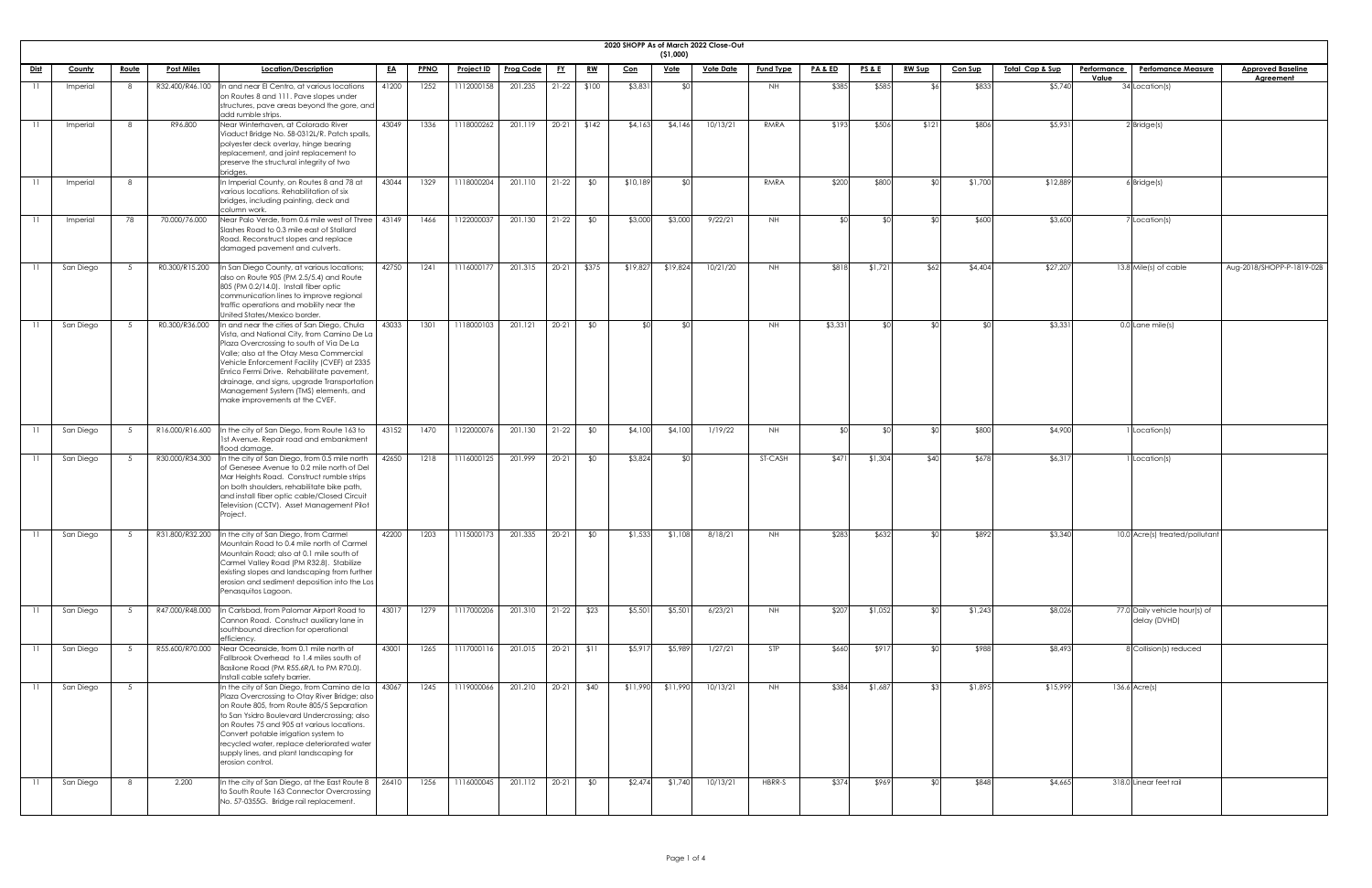# 2020 SHOPP As of March 2022 Close-Out

($1,000)

| Dist | County | Route | Post Miles | Location/Description | EA | PPNO | Project ID | Prog Code | FY | RW | Con | Vote | Vote Date | Fund Type | PA & ED | PS & E | RW Sup | Con Sup | Total Cap & Sup | Performance Value | Perfomance Measure | Approved Baseline Agreement |
|---|---|---|---|---|---|---|---|---|---|---|---|---|---|---|---|---|---|---|---|---|---|---|
| 11 | Imperial | 8 | R32.400/R46.100 | In and near El Centro, at various locations on Routes 8 and 111. Pave slopes under structures, pave areas beyond the gore, and add rumble strips. | 41200 | 1252 | 1112000158 | 201.235 | 21-22 | $100 | $3,831 | $0 | | NH | $385 | $585 | $6 | $833 | $5,740 | 34 | Location(s) | |
| 11 | Imperial | 8 | R96.800 | Near Winterhaven, at Colorado River Viaduct Bridge No. 58-0312L/R. Patch spalls, polyester deck overlay, hinge bearing replacement, and joint replacement to preserve the structural integrity of two bridges. | 43049 | 1336 | 1118000262 | 201.119 | 20-21 | $142 | $4,163 | $4,146 | 10/13/21 | RMRA | $193 | $506 | $121 | $806 | $5,931 | 2 | Bridge(s) | |
| 11 | Imperial | 8 | | In Imperial County, on Routes 8 and 78 at various locations. Rehabilitation of six bridges, including painting, deck and column work. | 43044 | 1329 | 1118000204 | 201.110 | 21-22 | $0 | $10,189 | $0 | | RMRA | $200 | $800 | $0 | $1,700 | $12,889 | 6 | Bridge(s) | |
| 11 | Imperial | 78 | 70.000/76.000 | Near Palo Verde, from 0.6 mile west of Three Slashes Road to 0.3 mile east of Stallard Road. Reconstruct slopes and replace damaged pavement and culverts. | 43149 | 1466 | 1122000037 | 201.130 | 21-22 | $0 | $3,000 | $3,000 | 9/22/21 | NH | $0 | $0 | $0 | $600 | $3,600 | 7 | Location(s) | |
| 11 | San Diego | 5 | R0.300/R15.200 | In San Diego County, at various locations; also on Route 905 (PM 2.5/5.4) and Route 805 (PM 0.2/14.0). Install fiber optic communication lines to improve regional traffic operations and mobility near the United States/Mexico border. | 42750 | 1241 | 1116000177 | 201.315 | 20-21 | $375 | $19,827 | $19,824 | 10/21/20 | NH | $818 | $1,721 | $62 | $4,404 | $27,207 | 13.8 | Mile(s) of cable | Aug-2018/SHOPP-P-1819-02B |
| 11 | San Diego | 5 | R0.300/R36.000 | In and near the cities of San Diego, Chula Vista, and National City, from Camino De La Plaza Overcrossing to south of Via De La Valle; also at the Otay Mesa Commercial Vehicle Enforcement Facility (CVEF) at 2335 Enrico Fermi Drive. Rehabilitate pavement, drainage, and signs, upgrade Transportation Management System (TMS) elements, and make improvements at the CVEF. | 43033 | 1301 | 1118000103 | 201.121 | 20-21 | $0 | $0 | $0 | | NH | $3,331 | $0 | $0 | $0 | $3,331 | 0.0 | Lane mile(s) | |
| 11 | San Diego | 5 | R16.000/R16.600 | In the city of San Diego, from Route 163 to 1st Avenue. Repair road and embankment flood damage. | 43152 | 1470 | 1122000076 | 201.130 | 21-22 | $0 | $4,100 | $4,100 | 1/19/22 | NH | $0 | $0 | $0 | $800 | $4,900 | 1 | Location(s) | |
| 11 | San Diego | 5 | R30.000/R34.300 | In the city of San Diego, from 0.5 mile north of Genesee Avenue to 0.2 mile north of Del Mar Heights Road. Construct rumble strips on both shoulders, rehabilitate bike path, and install fiber optic cable/Closed Circuit Television (CCTV). Asset Management Pilot Project. | 42650 | 1218 | 1116000125 | 201.999 | 20-21 | $0 | $3,824 | $0 | | ST-CASH | $471 | $1,304 | $40 | $678 | $6,317 | 1 | Location(s) | |
| 11 | San Diego | 5 | R31.800/R32.200 | In the city of San Diego, from Carmel Mountain Road to 0.4 mile north of Carmel Mountain Road; also at 0.1 mile south of Carmel Valley Road (PM R32.8). Stabilize existing slopes and landscaping from further erosion and sediment deposition into the Los Penasquitos Lagoon. | 42200 | 1203 | 1115000173 | 201.335 | 20-21 | $0 | $1,533 | $1,108 | 8/18/21 | NH | $283 | $632 | $0 | $892 | $3,340 | 10.0 | Acre(s) treated/pollutant | |
| 11 | San Diego | 5 | R47.000/R48.000 | In Carlsbad, from Palomar Airport Road to Cannon Road. Construct auxiliary lane in southbound direction for operational efficiency. | 43017 | 1279 | 1117000206 | 201.310 | 21-22 | $23 | $5,501 | $5,501 | 6/23/21 | NH | $207 | $1,052 | $0 | $1,243 | $8,026 | 77.0 | Daily vehicle hour(s) of delay (DVHD) | |
| 11 | San Diego | 5 | R55.600/R70.000 | Near Oceanside, from 0.1 mile north of Fallbrook Overhead to 1.4 miles south of Basilone Road (PM R55.6R/L to PM R70.0). Install cable safety barrier. | 43001 | 1265 | 1117000116 | 201.015 | 20-21 | $11 | $5,917 | $5,989 | 1/27/21 | STP | $660 | $917 | $0 | $988 | $8,493 | 8 | Collision(s) reduced | |
| 11 | San Diego | 5 | | In the city of San Diego, from Camino de la Plaza Overcrossing to Otay River Bridge; also on Route 805, from Route 805/5 Separation to San Ysidro Boulevard Undercrossing; also on Routes 75 and 905 at various locations. Convert potable irrigation system to recycled water, replace deteriorated water supply lines, and plant landscaping for erosion control. | 43067 | 1245 | 1119000066 | 201.210 | 20-21 | $40 | $11,990 | $11,990 | 10/13/21 | NH | $384 | $1,687 | $3 | $1,895 | $15,999 | 136.6 | Acre(s) | |
| 11 | San Diego | 8 | 2.200 | In the city of San Diego, at the East Route 8 to South Route 163 Connector Overcrossing No. 57-0355G. Bridge rail replacement. | 26410 | 1256 | 1116000045 | 201.112 | 20-21 | $0 | $2,474 | $1,740 | 10/13/21 | HBRR-S | $374 | $969 | $0 | $848 | $4,665 | 318.0 | Linear feet rail | |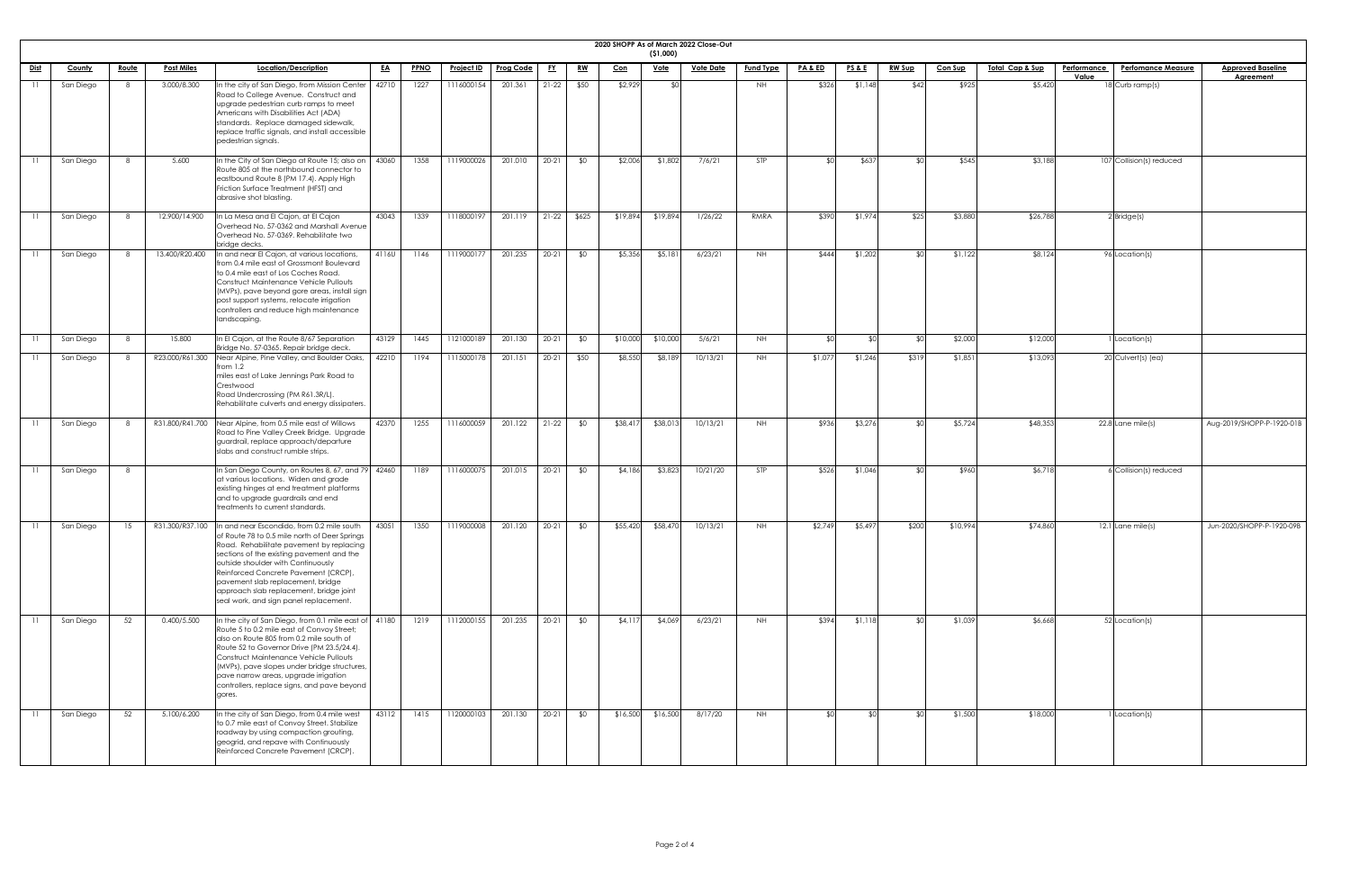# 2020 SHOPP As of March 2022 Close-Out

($1,000)

| Dist | County | Route | Post Miles | Location/Description | EA | PPNO | Project ID | Prog Code | FY | RW | Con | Vote | Vote Date | Fund Type | PA & ED | PS & E | RW Sup | Con Sup | Total Cap & Sup | Performance Value | Perfomance Measure | Approved Baseline Agreement |
|---|---|---|---|---|---|---|---|---|---|---|---|---|---|---|---|---|---|---|---|---|---|---|
| 11 | San Diego | 8 | 3.000/8.300 | In the City of San Diego, from Mission Center Road to College Avenue. Construct and upgrade pedestrian curb ramps to meet Americans with Disabilities Act (ADA) standards. Replace damaged sidewalk, replace traffic signals, and install accessible pedestrian signals. | 42710 | 1227 | 1116000154 | 201.361 | 21-22 | $50 | $2,929 | $0 | | NH | $326 | $1,148 | $42 | $925 | $5,420 | 18 | Curb ramp(s) | |
| 11 | San Diego | 8 | 5.600 | In the City of San Diego at Route 15; also on Route 805 at the northbound connector to eastbound Route 8 (PM 17.4). Apply High Friction Surface Treatment (HFST) and abrasive shot blasting. | 43060 | 1358 | 1119000026 | 201.010 | 20-21 | $0 | $2,006 | $1,802 | 7/6/21 | STP | $0 | $637 | $0 | $545 | $3,188 | 107 | Collision(s) reduced | |
| 11 | San Diego | 8 | 12.900/14.900 | In La Mesa and El Cajon, at El Cajon Overhead No. 57-0362 and Marshall Avenue Overhead No. 57-0369. Rehabilitate two bridge decks. | 43043 | 1339 | 1118000197 | 201.119 | 21-22 | $625 | $19,894 | $19,894 | 1/26/22 | RMRA | $390 | $1,974 | $25 | $3,880 | $26,788 | 2 | Bridge(s) | |
| 11 | San Diego | 8 | 13.400/R20.400 | In and near El Cajon, at various locations, from 0.4 mile east of Grossmont Boulevard to 0.4 mile east of Los Coches Road. Construct Maintenance Vehicle Pullouts (MVPs), pave beyond gore areas, install sign post support systems, relocate irrigation controllers and reduce high maintenance landscaping. | 4116U | 1146 | 1119000177 | 201.235 | 20-21 | $0 | $5,356 | $5,181 | 6/23/21 | NH | $444 | $1,202 | $0 | $1,122 | $8,124 | 96 | Location(s) | |
| 11 | San Diego | 8 | 15.800 | In El Cajon, at the Route 8/67 Separation Bridge No. 57-0365. Repair bridge deck. | 43129 | 1445 | 1121000189 | 201.130 | 20-21 | $0 | $10,000 | $10,000 | 5/6/21 | NH | $0 | $0 | $0 | $2,000 | $12,000 | 1 | Location(s) | |
| 11 | San Diego | 8 | R23.000/R61.300 | Near Alpine, Pine Valley, and Boulder Oaks, from 1.2 miles east of Lake Jennings Park Road to Crestwood Road Undercrossing (PM R61.3R/L). Rehabilitate culverts and energy dissipaters. | 42210 | 1194 | 1115000178 | 201.151 | 20-21 | $50 | $8,550 | $8,189 | 10/13/21 | NH | $1,077 | $1,246 | $319 | $1,851 | $13,093 | 20 | Culvert(s) (ea) | |
| 11 | San Diego | 8 | R31.800/R41.700 | Near Alpine, from 0.5 mile east of Willows Road to Pine Valley Creek Bridge. Upgrade guardrail, replace approach/departure slabs and construct rumble strips. | 42370 | 1255 | 1116000059 | 201.122 | 21-22 | $0 | $38,417 | $38,013 | 10/13/21 | NH | $936 | $3,276 | $0 | $5,724 | $48,353 | 22.8 | Lane mile(s) | Aug-2019/SHOPP-P-1920-01B |
| 11 | San Diego | 8 | | In San Diego County, on Routes 8, 67, and 79 at various locations. Widen and grade existing hinges at end treatment platforms and to upgrade guardrails and end treatments to current standards. | 42460 | 1189 | 1116000075 | 201.015 | 20-21 | $0 | $4,186 | $3,823 | 10/21/20 | STP | $526 | $1,046 | $0 | $960 | $6,718 | 6 | Collision(s) reduced | |
| 11 | San Diego | 15 | R31.300/R37.100 | In and near Escondido, from 0.2 mile south of Route 78 to 0.5 mile north of Deer Springs Road. Rehabilitate pavement by replacing sections of the existing pavement and the outside shoulder with Continuously Reinforced Concrete Pavement (CRCP), pavement slab replacement, bridge approach slab replacement, bridge joint seal work, and sign panel replacement. | 43051 | 1350 | 1119000008 | 201.120 | 20-21 | $0 | $55,420 | $58,470 | 10/13/21 | NH | $2,749 | $5,497 | $200 | $10,994 | $74,860 | 12.1 | Lane mile(s) | Jun-2020/SHOPP-P-1920-09B |
| 11 | San Diego | 52 | 0.400/5.500 | In the city of San Diego, from 0.1 mile east of Route 5 to 0.2 mile east of Convoy Street; also on Route 805 from 0.2 mile south of Route 52 to Governor Drive (PM 23.5/24.4). Construct Maintenance Vehicle Pullouts (MVPs), pave slopes under bridge structures, pave narrow areas, upgrade irrigation controllers, replace signs, and pave beyond gores. | 41180 | 1219 | 1112000155 | 201.235 | 20-21 | $0 | $4,117 | $4,069 | 6/23/21 | NH | $394 | $1,118 | $0 | $1,039 | $6,668 | 52 | Location(s) | |
| 11 | San Diego | 52 | 5.100/6.200 | In the city of San Diego, from 0.4 mile west to 0.7 mile east of Convoy Street. Stabilize roadway by using compaction grouting, geogrid, and repave with Continuously Reinforced Concrete Pavement (CRCP). | 43112 | 1415 | 1120000103 | 201.130 | 20-21 | $0 | $16,500 | $16,500 | 8/17/20 | NH | $0 | $0 | $0 | $1,500 | $18,000 | 1 | Location(s) | |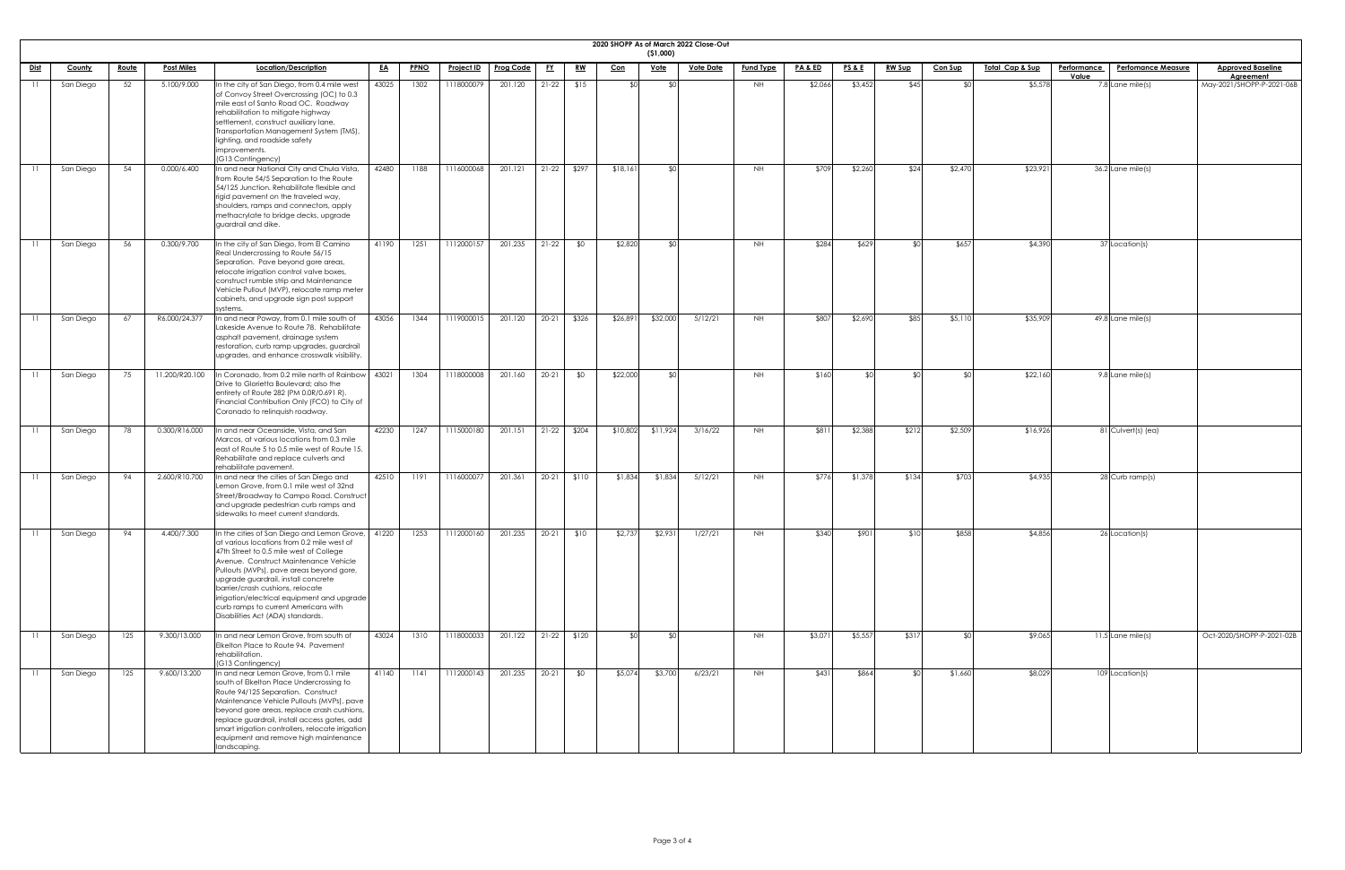**2020 SHOPP As of March 2022 Close-Out**

**($1,000)**

| Dist | County | Route | Post Miles | Location/Description | EA | PPNO | Project ID | Prog Code | FY | RW | Con | Vote | Vote Date | Fund Type | PA & ED | PS & E | RW Sup | Con Sup | Total Cap & Sup | Performance Value | Perfomance Measure | Approved Baseline Agreement |
|---|---|---|---|---|---|---|---|---|---|---|---|---|---|---|---|---|---|---|---|---|---|---|
| 11 | San Diego | 52 | 5.100/9.000 | In the city of San Diego, from 0.4 mile west of Convoy Street Overcrossing (OC) to 0.3 mile east of Santo Road OC. Roadway rehabilitation to mitigate highway settlement, construct auxiliary lane, Transportation Management System (TMS), lighting, and roadside safety improvements. (G13 Contingency) | 43025 | 1302 | 1118000079 | 201.120 | 21-22 | $15 | $0 | $0 | | NH | $2,066 | $3,452 | $45 | $0 | $5,578 | 7.8 | Lane mile(s) | May-2021/SHOPP-P-2021-06B |
| 11 | San Diego | 54 | 0.000/6.400 | In and near National City and Chula Vista, from Route 54/5 Separation to the Route 54/125 Junction. Rehabilitate flexible and rigid pavement on the traveled way, shoulders, ramps and connectors, apply methacrylate to bridge decks, upgrade guardrail and dike. | 42480 | 1188 | 1116000068 | 201.121 | 21-22 | $297 | $18,161 | $0 | | NH | $709 | $2,260 | $24 | $2,470 | $23,921 | 36.2 | Lane mile(s) | |
| 11 | San Diego | 56 | 0.300/9.700 | In the city of San Diego, from El Camino Real Undercrossing to Route 56/15 Separation. Pave beyond gore areas, relocate irrigation control valve boxes, construct rumble strip and Maintenance Vehicle Pullout (MVP), relocate ramp meter cabinets, and upgrade sign post support systems. | 41190 | 1251 | 1112000157 | 201.235 | 21-22 | $0 | $2,820 | $0 | | NH | $284 | $629 | $0 | $657 | $4,390 | 37 | Location(s) | |
| 11 | San Diego | 67 | R6.000/24.377 | In and near Poway, from 0.1 mile south of Lakeside Avenue to Route 78. Rehabilitate asphalt pavement, drainage system restoration, curb ramp upgrades, guardrail upgrades, and enhance crosswalk visibility. | 43056 | 1344 | 1119000015 | 201.120 | 20-21 | $326 | $26,891 | $32,000 | 5/12/21 | NH | $807 | $2,690 | $85 | $5,110 | $35,909 | 49.8 | Lane mile(s) | |
| 11 | San Diego | 75 | 11.200/R20.100 | In Coronado, from 0.2 mile north of Rainbow Drive to Glorietta Boulevard; also the entirety of Route 282 (PM 0.0R/0.691 R). Financial Contribution Only (FCO) to City of Coronado to relinquish roadway. | 43021 | 1304 | 1118000008 | 201.160 | 20-21 | $0 | $22,000 | $0 | | NH | $160 | $0 | $0 | $0 | $22,160 | 9.8 | Lane mile(s) | |
| 11 | San Diego | 78 | 0.300/R16.000 | In and near Oceanside, Vista, and San Marcos, at various locations from 0.3 mile east of Route 5 to 0.5 mile west of Route 15. Rehabilitate and replace culverts and rehabilitate pavement. | 42230 | 1247 | 1115000180 | 201.151 | 21-22 | $204 | $10,802 | $11,924 | 3/16/22 | NH | $811 | $2,388 | $212 | $2,509 | $16,926 | 81 | Culvert(s) (ea) | |
| 11 | San Diego | 94 | 2.600/R10.700 | In and near the cities of San Diego and Lemon Grove, from 0.1 mile west of 32nd Street/Broadway to Campo Road. Construct and upgrade pedestrian curb ramps and sidewalks to meet current standards. | 42510 | 1191 | 1116000077 | 201.361 | 20-21 | $110 | $1,834 | $1,834 | 5/12/21 | NH | $776 | $1,378 | $134 | $703 | $4,935 | 28 | Curb ramp(s) | |
| 11 | San Diego | 94 | 4.400/7.300 | In the cities of San Diego and Lemon Grove, at various locations from 0.2 mile west of 47th Street to 0.5 mile west of College Avenue. Construct Maintenance Vehicle Pullouts (MVPs), pave areas beyond gore, upgrade guardrail, install concrete barrier/crash cushions, relocate irrigation/electrical equipment and upgrade curb ramps to current Americans with Disabilities Act (ADA) standards. | 41220 | 1253 | 1112000160 | 201.235 | 20-21 | $10 | $2,737 | $2,931 | 1/27/21 | NH | $340 | $901 | $10 | $858 | $4,856 | 26 | Location(s) | |
| 11 | San Diego | 125 | 9.300/13.000 | In and near Lemon Grove, from south of Elkelton Place to Route 94. Pavement rehabilitation. (G13 Contingency) | 43024 | 1310 | 1118000033 | 201.122 | 21-22 | $120 | $0 | $0 | | NH | $3,071 | $5,557 | $317 | $0 | $9,065 | 11.5 | Lane mile(s) | Oct-2020/SHOPP-P-2021-02B |
| 11 | San Diego | 125 | 9.600/13.200 | In and near Lemon Grove, from 0.1 mile south of Elkelton Place Undercrossing to Route 94/125 Separation. Construct Maintenance Vehicle Pullouts (MVPs), pave beyond gore areas, replace crash cushions, replace guardrail, install access gates, add smart irrigation controllers, relocate irrigation equipment and remove high maintenance landscaping. | 41140 | 1141 | 1112000143 | 201.235 | 20-21 | $0 | $5,074 | $3,700 | 6/23/21 | NH | $431 | $864 | $0 | $1,660 | $8,029 | 109 | Location(s) | |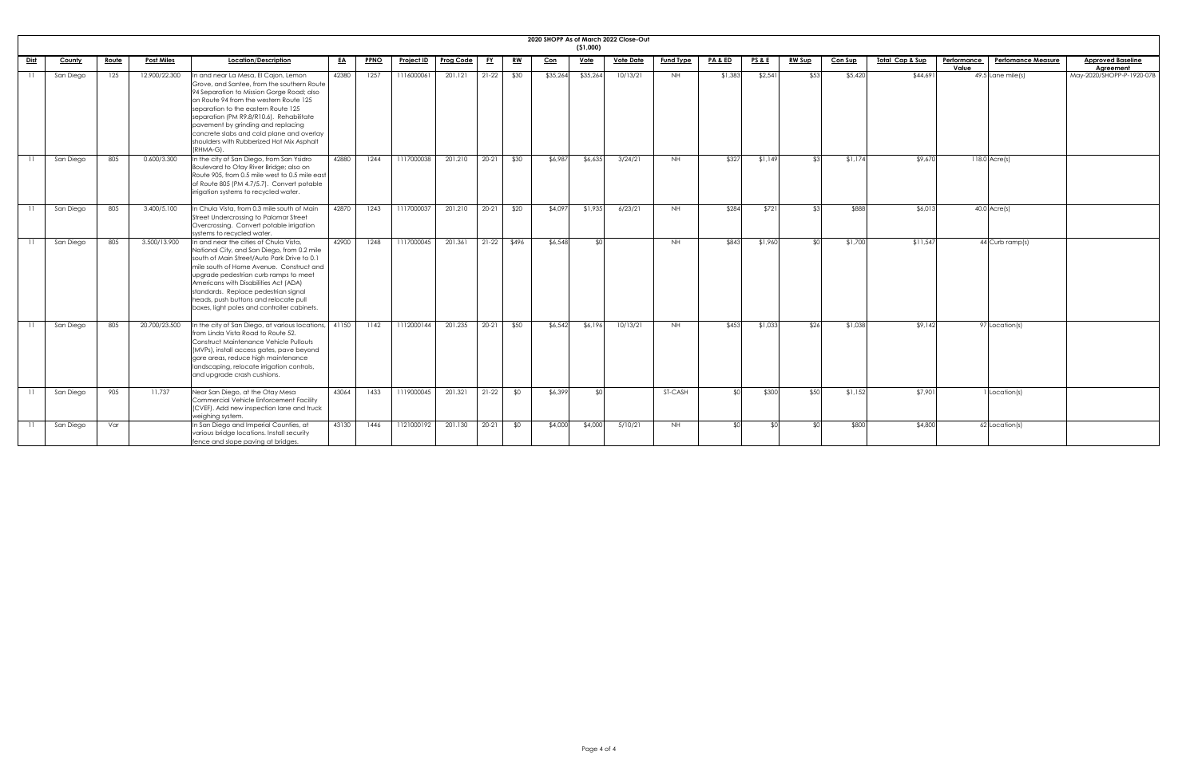# 2020 SHOPP As of March 2022 Close-Out

($1,000)

| Dist | County | Route | Post Miles | Location/Description | EA | PPNO | Project ID | Prog Code | FY | RW | Con | Vote | Vote Date | Fund Type | PA & ED | PS & E | RW Sup | Con Sup | Total Cap & Sup | Performance Value | Perfomance Measure | Approved Baseline Agreement |
|---|---|---|---|---|---|---|---|---|---|---|---|---|---|---|---|---|---|---|---|---|---|---|
| 11 | San Diego | 125 | 12.900/22.300 | In and near La Mesa, El Cajon, Lemon Grove, and Santee, from the southern Route 94 Separation to Mission Gorge Road; also on Route 94 from the western Route 125 separation to the eastern Route 125 separation (PM R9.8/R10.6). Rehabilitate pavement by grinding and replacing concrete slabs and cold plane and overlay shoulders with Rubberized Hot Mix Asphalt (RHMA-G). | 42380 | 1257 | 1116000061 | 201.121 | 21-22 | $30 | $35,264 | $35,264 | 10/13/21 | NH | $1,383 | $2,541 | $53 | $5,420 | $44,691 | 49.5 | Lane mile(s) | May-2020/SHOPP-P-1920-07B |
| 11 | San Diego | 805 | 0.600/3.300 | In the city of San Diego, from San Ysidro Boulevard to Otay River Bridge; also on Route 905, from 0.5 mile west to 0.5 mile east of Route 805 (PM 4.7/5.7). Convert potable irrigation systems to recycled water. | 42880 | 1244 | 1117000038 | 201.210 | 20-21 | $30 | $6,987 | $6,635 | 3/24/21 | NH | $327 | $1,149 | $3 | $1,174 | $9,670 | 118.0 | Acre(s) | |
| 11 | San Diego | 805 | 3.400/5.100 | In Chula Vista, from 0.3 mile south of Main Street Undercrossing to Palomar Street Overcrossing. Convert potable irrigation systems to recycled water. | 42870 | 1243 | 1117000037 | 201.210 | 20-21 | $20 | $4,097 | $1,935 | 6/23/21 | NH | $284 | $721 | $3 | $888 | $6,013 | 40.0 | Acre(s) | |
| 11 | San Diego | 805 | 3.500/13.900 | In and near the cities of Chula Vista, National City, and San Diego, from 0.2 mile south of Main Street/Auto Park Drive to 0.1 mile south of Home Avenue. Construct and upgrade pedestrian curb ramps to meet Americans with Disabilities Act (ADA) standards. Replace pedestrian signal heads, push buttons and relocate pull boxes, light poles and controller cabinets. | 42900 | 1248 | 1117000045 | 201.361 | 21-22 | $496 | $6,548 | $0 | | NH | $843 | $1,960 | $0 | $1,700 | $11,547 | 44 | Curb ramp(s) | |
| 11 | San Diego | 805 | 20.700/23.500 | In the city of San Diego, at various locations, from Linda Vista Road to Route 52. Construct Maintenance Vehicle Pullouts (MVPs), install access gates, pave beyond gore areas, reduce high maintenance landscaping, relocate irrigation controls, and upgrade crash cushions. | 41150 | 1142 | 1112000144 | 201.235 | 20-21 | $50 | $6,542 | $6,196 | 10/13/21 | NH | $453 | $1,033 | $26 | $1,038 | $9,142 | 97 | Location(s) | |
| 11 | San Diego | 905 | 11.737 | Near San Diego, at the Otay Mesa Commercial Vehicle Enforcement Facility (CVEF). Add new inspection lane and truck weighing system. | 43064 | 1433 | 1119000045 | 201.321 | 21-22 | $0 | $6,399 | $0 | | ST-CASH | $0 | $300 | $50 | $1,152 | $7,901 | 1 | Location(s) | |
| 11 | San Diego | Var | | In San Diego and Imperial Counties, at various bridge locations. Install security fence and slope paving at bridges. | 43130 | 1446 | 1121000192 | 201.130 | 20-21 | $0 | $4,000 | $4,000 | 5/10/21 | NH | $0 | $0 | $0 | $800 | $4,800 | 62 | Location(s) | |